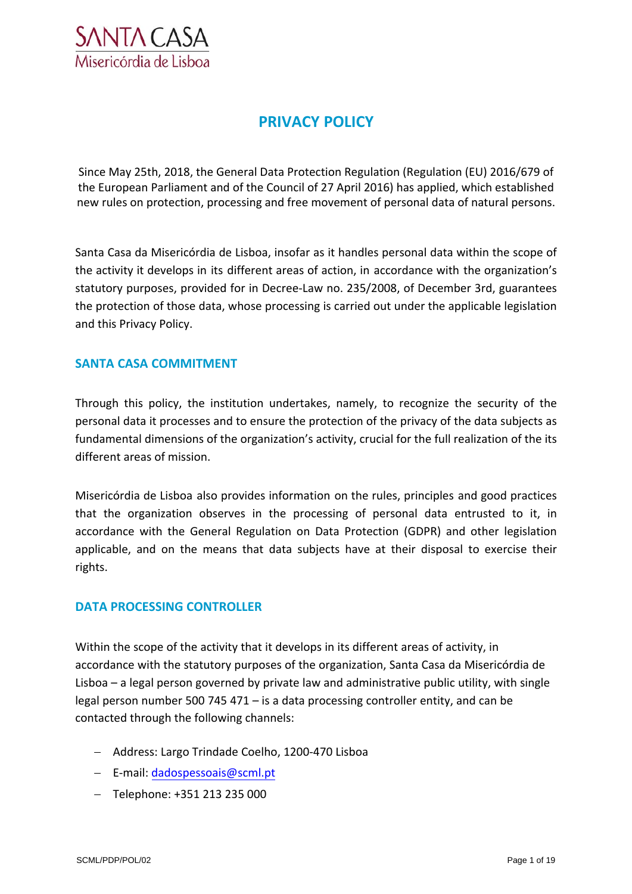# PRIVACY POLICY

Since May 25th, 2018, the General Data Protection Regulation (Regulation (EU) 2016/679 of the European Parliament and of the Council of 27 April 2016) has applied, which established new rules on protection, processing and free movement of personal data of natural persons.

Santa Casa da Misericórdia de Lisboa, insofar as it handles personal data within the scope of the activity it develops in its different areas of action, in accordance with the organization's statutory purposes, provided for in Decree-Law no. 235/2008, of December 3rd, guarantees the protection of those data, whose processing is carried out under the applicable legislation and this Privacy Policy.

## SANTA CASA COMMITMENT

Through this policy, the institution undertakes, namely, to recognize the security of the personal data it processes and to ensure the protection of the privacy of the data subjects as fundamental dimensions of the organization's activity, crucial for the full realization of the its different areas of mission.

Misericórdia de Lisboa also provides information on the rules, principles and good practices that the organization observes in the processing of personal data entrusted to it, in accordance with the General Regulation on Data Protection (GDPR) and other legislation applicable, and on the means that data subjects have at their disposal to exercise their rights.

## DATA PROCESSING CONTROLLER

Within the scope of the activity that it develops in its different areas of activity, in accordance with the statutory purposes of the organization, Santa Casa da Misericórdia de Lisboa – a legal person governed by private law and administrative public utility, with single legal person number 500 745 471 – is a data processing controller entity, and can be contacted through the following channels:

- Address: Largo Trindade Coelho, 1200-470 Lisboa
- E-mail: dadospessoais@scml.pt
- Telephone: +351 213 235 000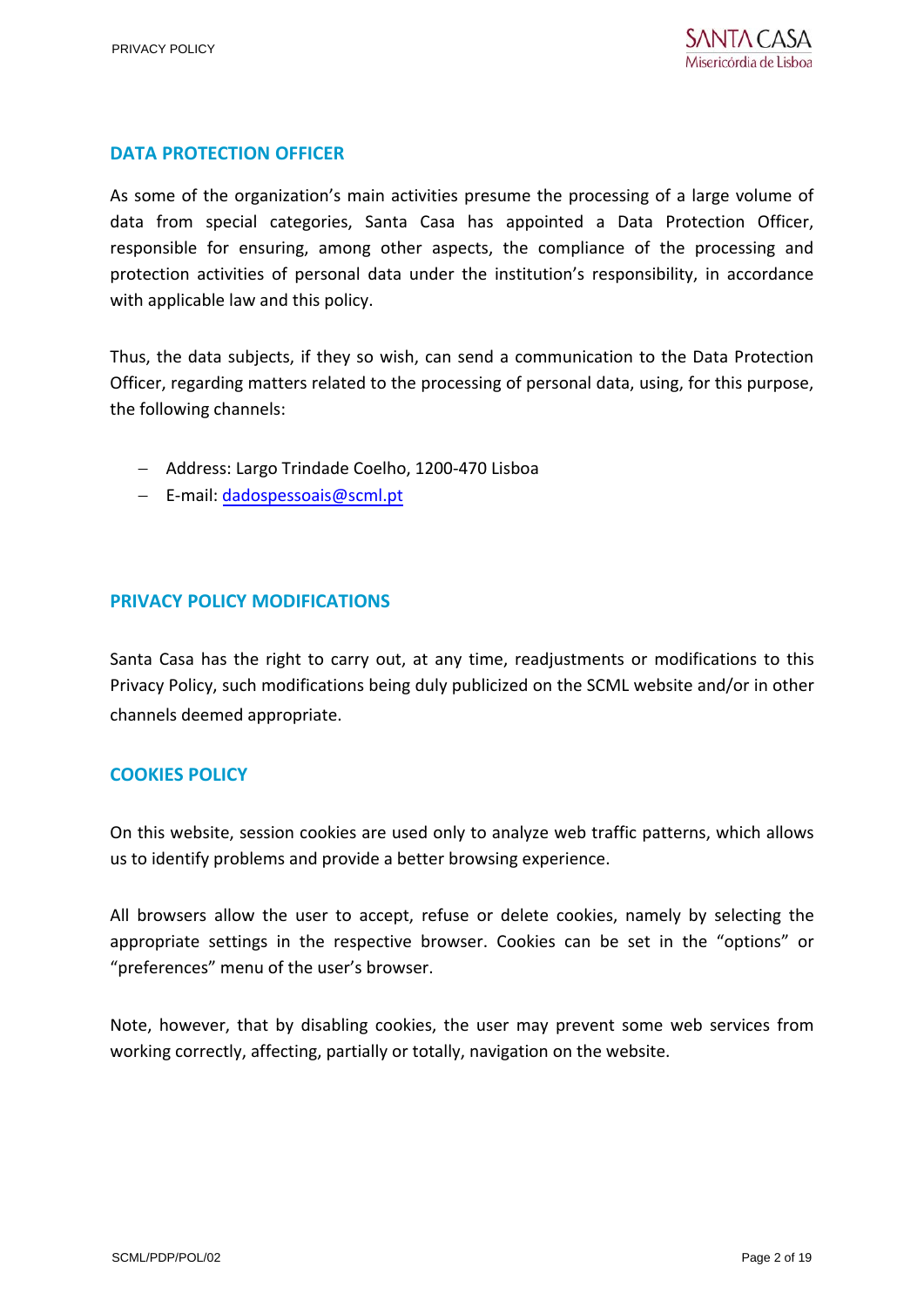## DATA PROTECTION OFFICER

As some of the organization's main activities presume the processing of a large volume of data from special categories, Santa Casa has appointed a Data Protection Officer, responsible for ensuring, among other aspects, the compliance of the processing and protection activities of personal data under the institution's responsibility, in accordance with applicable law and this policy.

Thus, the data subjects, if they so wish, can send a communication to the Data Protection Officer, regarding matters related to the processing of personal data, using, for this purpose, the following channels:

- Address: Largo Trindade Coelho, 1200-470 Lisboa
- E-mail: dadospessoais@scml.pt

## PRIVACY POLICY MODIFICATIONS

Santa Casa has the right to carry out, at any time, readjustments or modifications to this Privacy Policy, such modifications being duly publicized on the SCML website and/or in other channels deemed appropriate.

## COOKIES POLICY

On this website, session cookies are used only to analyze web traffic patterns, which allows us to identify problems and provide a better browsing experience.

All browsers allow the user to accept, refuse or delete cookies, namely by selecting the appropriate settings in the respective browser. Cookies can be set in the "options" or "preferences" menu of the user's browser.

Note, however, that by disabling cookies, the user may prevent some web services from working correctly, affecting, partially or totally, navigation on the website.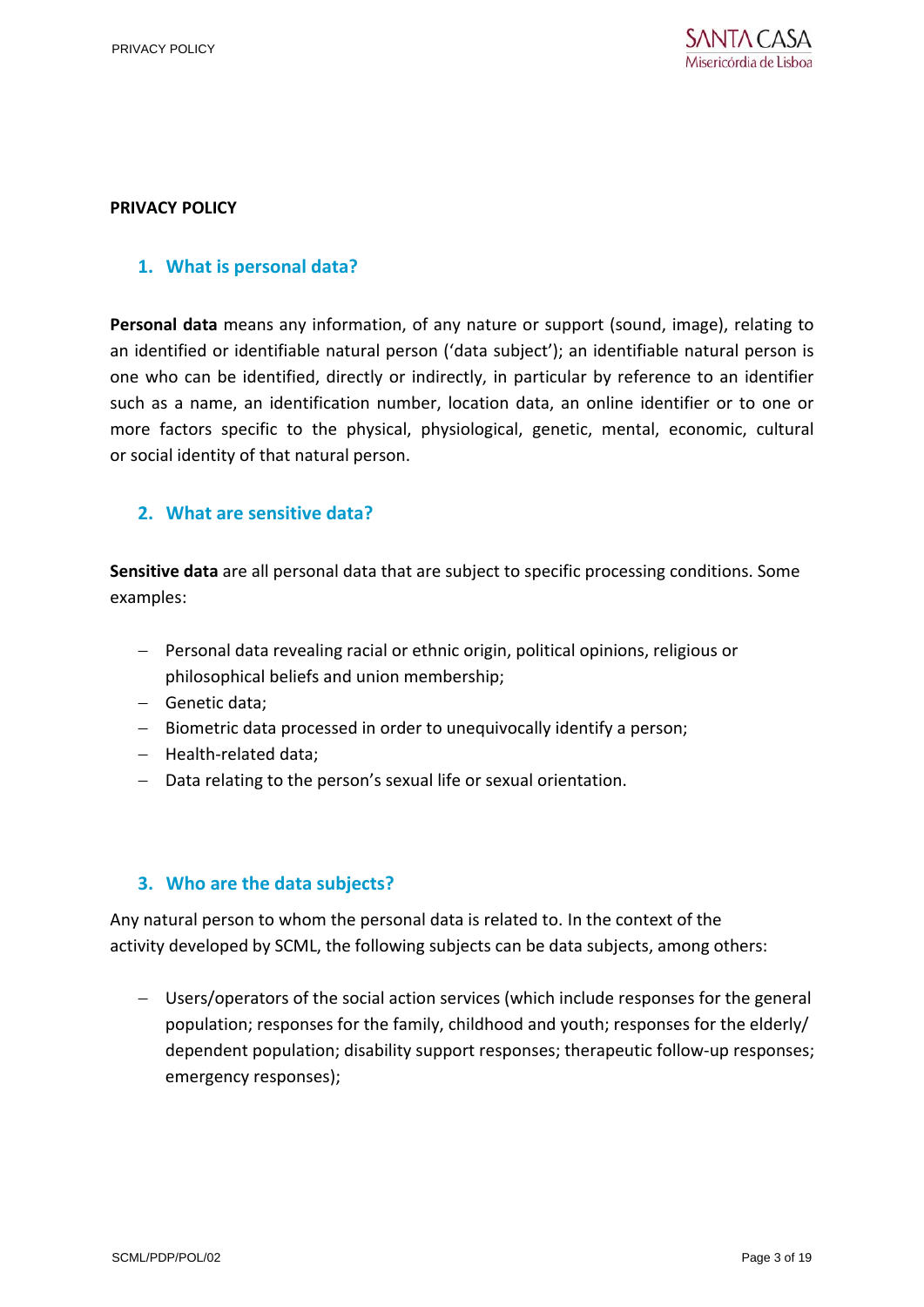**PRIVACY POLICY**

## 1. What is personal data?

**Personal data** means any information, of any nature or support (sound, image), relating to an identified or identifiable natural person ('data subject'); an identifiable natural person is one who can be identified, directly or indirectly, in particular by reference to an identifier such as a name, an identification number, location data, an online identifier or to one or more factors specific to the physical, physiological, genetic, mental, economic, cultural or social identity of that natural person.

## 2. What are sensitive data?

**Sensitive data** are all personal data that are subject to specific processing conditions. Some examples:

- Personal data revealing racial or ethnic origin, political opinions, religious or philosophical beliefs and union membership;
- Genetic data;
- Biometric data processed in order to unequivocally identify a person;
- Health-related data;
- Data relating to the person's sexual life or sexual orientation.

## 3. Who are the data subjects?

Any natural person to whom the personal data is related to. In the context of the activity developed by SCML, the following subjects can be data subjects, among others:

- Users/operators of the social action services (which include responses for the general population; responses for the family, childhood and youth; responses for the elderly/dependent population; disability support responses; therapeutic follow-up responses; emergency responses);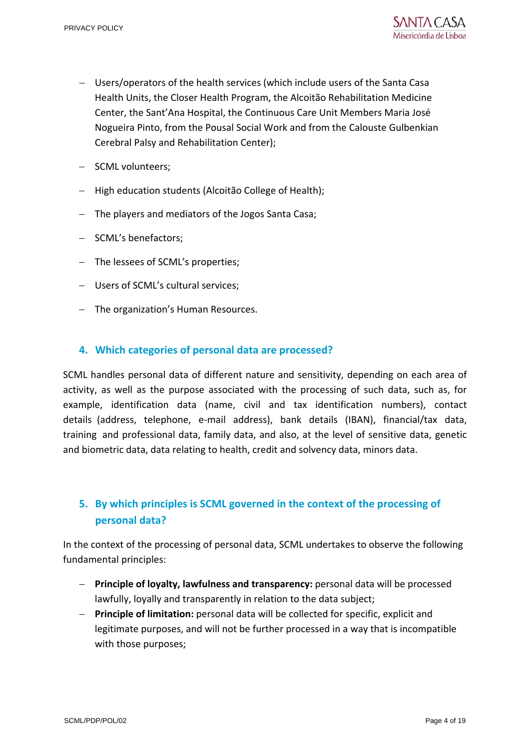- Users/operators of the health services (which include users of the Santa Casa Health Units, the Closer Health Program, the Alcoitão Rehabilitation Medicine Center, the Sant'Ana Hospital, the Continuous Care Unit Members Maria José Nogueira Pinto, from the Pousal Social Work and from the Calouste Gulbenkian Cerebral Palsy and Rehabilitation Center);
- SCML volunteers;
- High education students (Alcoitão College of Health);
- The players and mediators of the Jogos Santa Casa;
- SCML's benefactors;
- The lessees of SCML's properties;
- Users of SCML's cultural services;
- The organization's Human Resources.

## 4. Which categories of personal data are processed?

SCML handles personal data of different nature and sensitivity, depending on each area of activity, as well as the purpose associated with the processing of such data, such as, for example, identification data (name, civil and tax identification numbers), contact details (address, telephone, e-mail address), bank details (IBAN), financial/tax data, training and professional data, family data, and also, at the level of sensitive data, genetic and biometric data, data relating to health, credit and solvency data, minors data.

## 5. By which principles is SCML governed in the context of the processing of personal data?

In the context of the processing of personal data, SCML undertakes to observe the following fundamental principles:

- **Principle of loyalty, lawfulness and transparency:** personal data will be processed lawfully, loyally and transparently in relation to the data subject;
- **Principle of limitation:** personal data will be collected for specific, explicit and legitimate purposes, and will not be further processed in a way that is incompatible with those purposes;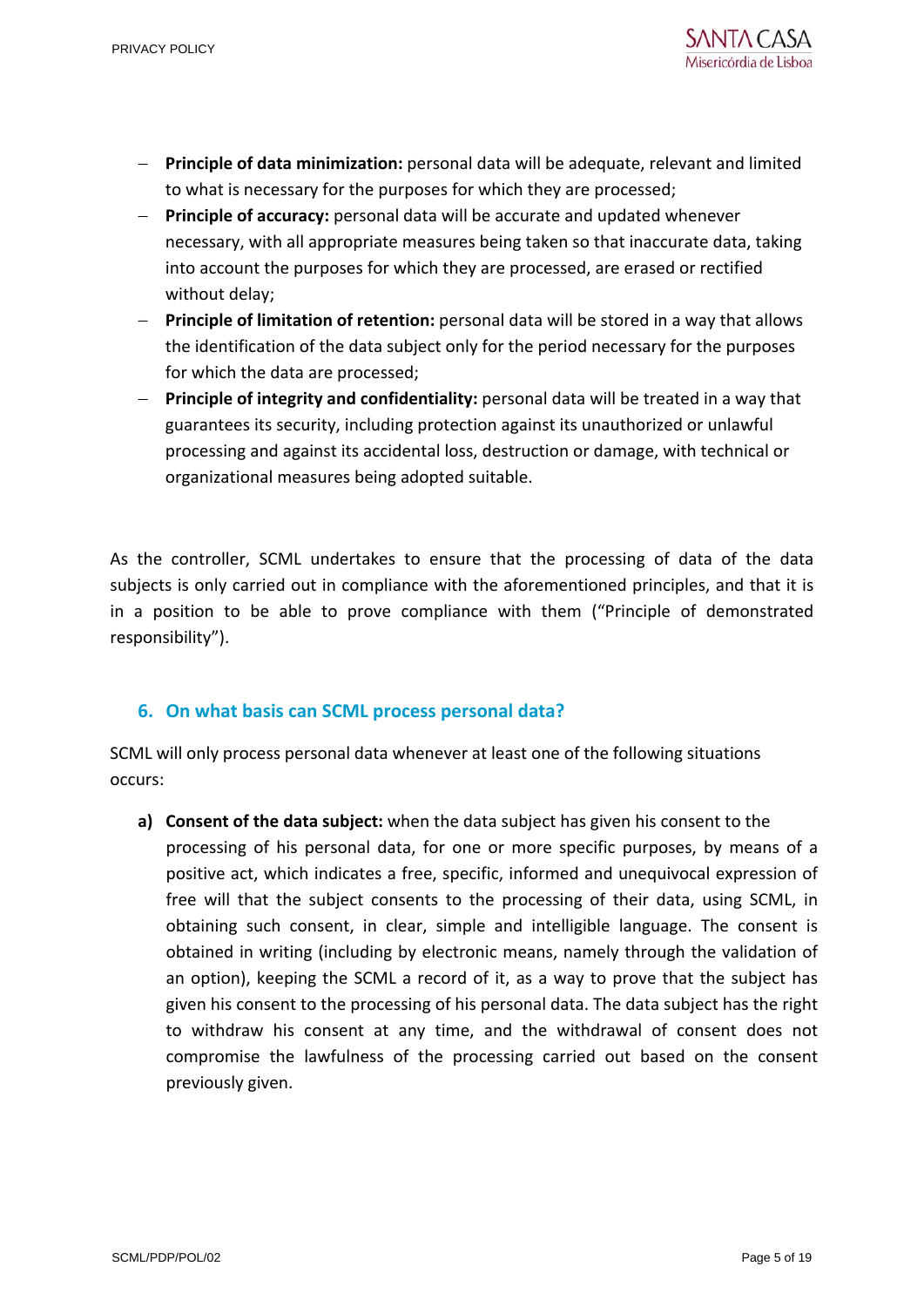- **Principle of data minimization:** personal data will be adequate, relevant and limited to what is necessary for the purposes for which they are processed;
- **Principle of accuracy:** personal data will be accurate and updated whenever necessary, with all appropriate measures being taken so that inaccurate data, taking into account the purposes for which they are processed, are erased or rectified without delay;
- **Principle of limitation of retention:** personal data will be stored in a way that allows the identification of the data subject only for the period necessary for the purposes for which the data are processed;
- **Principle of integrity and confidentiality:** personal data will be treated in a way that guarantees its security, including protection against its unauthorized or unlawful processing and against its accidental loss, destruction or damage, with technical or organizational measures being adopted suitable.

As the controller, SCML undertakes to ensure that the processing of data of the data subjects is only carried out in compliance with the aforementioned principles, and that it is in a position to be able to prove compliance with them ("Principle of demonstrated responsibility").

## 6. On what basis can SCML process personal data?

SCML will only process personal data whenever at least one of the following situations occurs:

**a) Consent of the data subject:** when the data subject has given his consent to the processing of his personal data, for one or more specific purposes, by means of a positive act, which indicates a free, specific, informed and unequivocal expression of free will that the subject consents to the processing of their data, using SCML, in obtaining such consent, in clear, simple and intelligible language. The consent is obtained in writing (including by electronic means, namely through the validation of an option), keeping the SCML a record of it, as a way to prove that the subject has given his consent to the processing of his personal data. The data subject has the right to withdraw his consent at any time, and the withdrawal of consent does not compromise the lawfulness of the processing carried out based on the consent previously given.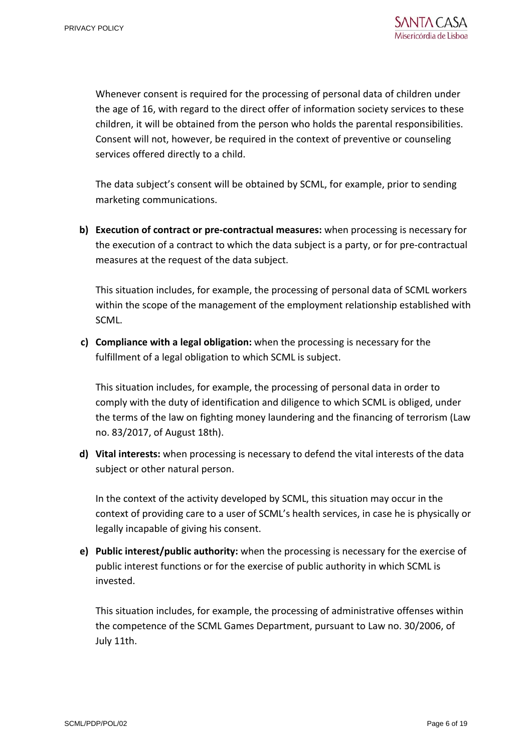Whenever consent is required for the processing of personal data of children under the age of 16, with regard to the direct offer of information society services to these children, it will be obtained from the person who holds the parental responsibilities. Consent will not, however, be required in the context of preventive or counseling services offered directly to a child.

The data subject's consent will be obtained by SCML, for example, prior to sending marketing communications.

b) **Execution of contract or pre-contractual measures:** when processing is necessary for the execution of a contract to which the data subject is a party, or for pre-contractual measures at the request of the data subject.

   This situation includes, for example, the processing of personal data of SCML workers within the scope of the management of the employment relationship established with SCML.

c) **Compliance with a legal obligation:** when the processing is necessary for the fulfillment of a legal obligation to which SCML is subject.

   This situation includes, for example, the processing of personal data in order to comply with the duty of identification and diligence to which SCML is obliged, under the terms of the law on fighting money laundering and the financing of terrorism (Law no. 83/2017, of August 18th).

d) **Vital interests:** when processing is necessary to defend the vital interests of the data subject or other natural person.

   In the context of the activity developed by SCML, this situation may occur in the context of providing care to a user of SCML's health services, in case he is physically or legally incapable of giving his consent.

e) **Public interest/public authority:** when the processing is necessary for the exercise of public interest functions or for the exercise of public authority in which SCML is invested.

   This situation includes, for example, the processing of administrative offenses within the competence of the SCML Games Department, pursuant to Law no. 30/2006, of July 11th.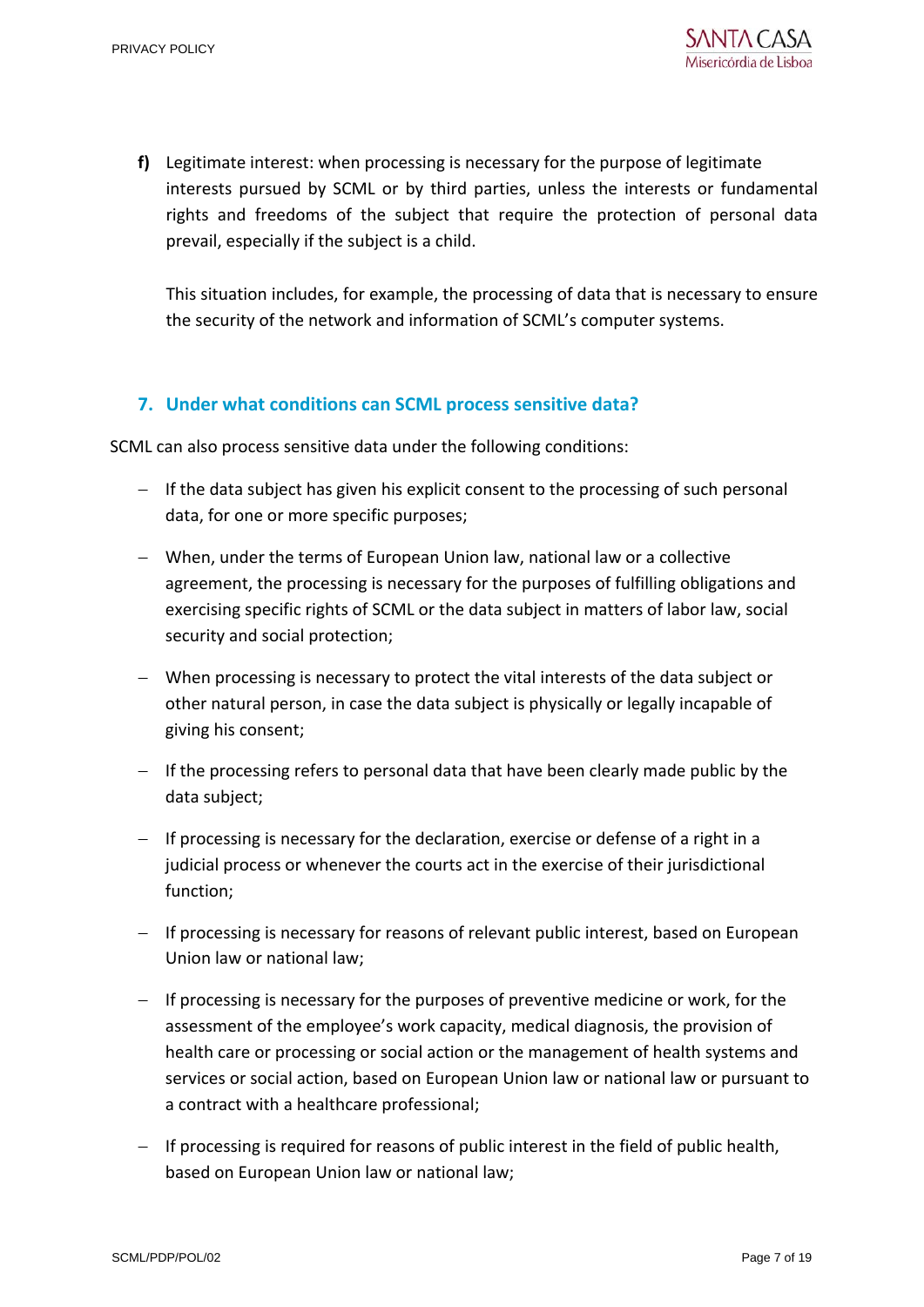**f)** Legitimate interest: when processing is necessary for the purpose of legitimate interests pursued by SCML or by third parties, unless the interests or fundamental rights and freedoms of the subject that require the protection of personal data prevail, especially if the subject is a child.

This situation includes, for example, the processing of data that is necessary to ensure the security of the network and information of SCML's computer systems.

## 7. Under what conditions can SCML process sensitive data?

SCML can also process sensitive data under the following conditions:

- If the data subject has given his explicit consent to the processing of such personal data, for one or more specific purposes;
- When, under the terms of European Union law, national law or a collective agreement, the processing is necessary for the purposes of fulfilling obligations and exercising specific rights of SCML or the data subject in matters of labor law, social security and social protection;
- When processing is necessary to protect the vital interests of the data subject or other natural person, in case the data subject is physically or legally incapable of giving his consent;
- If the processing refers to personal data that have been clearly made public by the data subject;
- If processing is necessary for the declaration, exercise or defense of a right in a judicial process or whenever the courts act in the exercise of their jurisdictional function;
- If processing is necessary for reasons of relevant public interest, based on European Union law or national law;
- If processing is necessary for the purposes of preventive medicine or work, for the assessment of the employee's work capacity, medical diagnosis, the provision of health care or processing or social action or the management of health systems and services or social action, based on European Union law or national law or pursuant to a contract with a healthcare professional;
- If processing is required for reasons of public interest in the field of public health, based on European Union law or national law;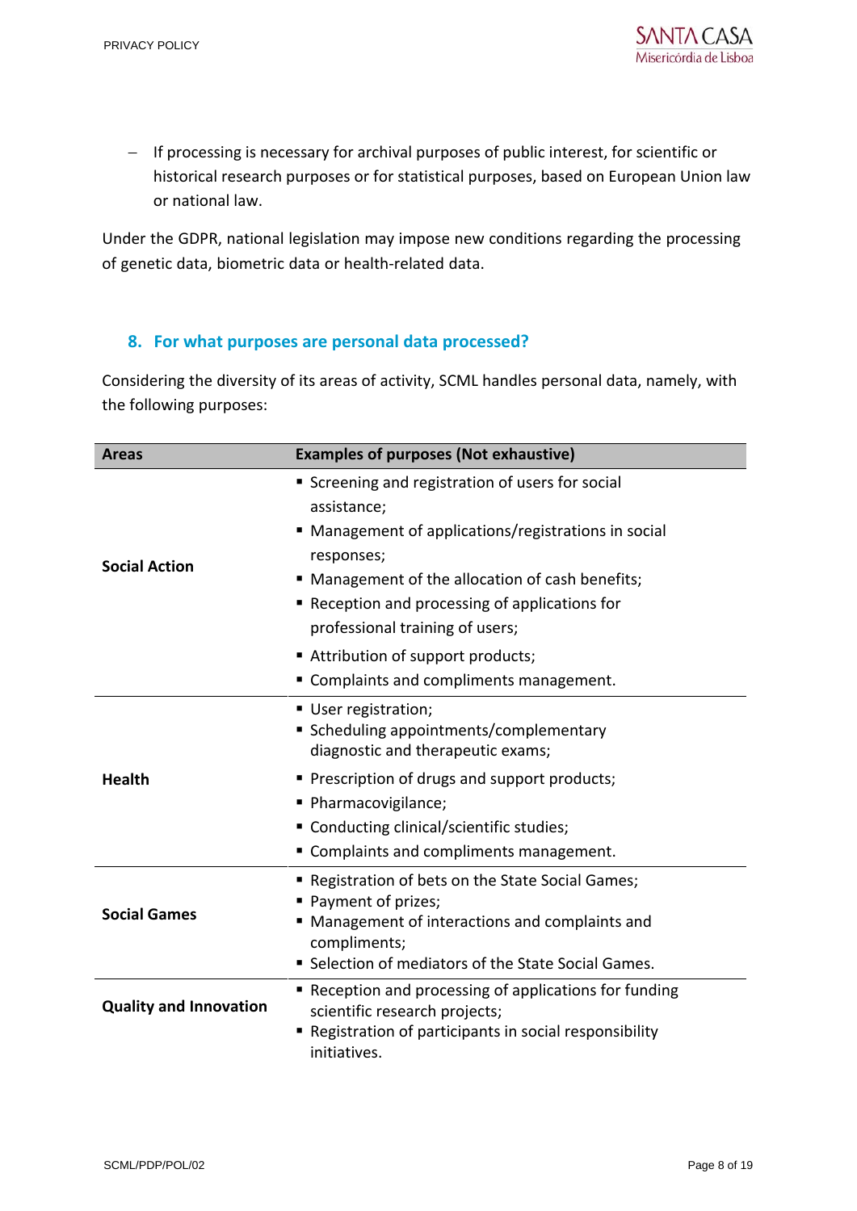- If processing is necessary for archival purposes of public interest, for scientific or historical research purposes or for statistical purposes, based on European Union law or national law.

Under the GDPR, national legislation may impose new conditions regarding the processing of genetic data, biometric data or health-related data.

## 8. For what purposes are personal data processed?

Considering the diversity of its areas of activity, SCML handles personal data, namely, with the following purposes:

| Areas | Examples of purposes (Not exhaustive) |
|---|---|
| **Social Action** | ▪ Screening and registration of users for social assistance;<br>▪ Management of applications/registrations in social responses;<br>▪ Management of the allocation of cash benefits;<br>▪ Reception and processing of applications for professional training of users;<br>▪ Attribution of support products;<br>▪ Complaints and compliments management. |
| **Health** | ▪ User registration;<br>▪ Scheduling appointments/complementary diagnostic and therapeutic exams;<br>▪ Prescription of drugs and support products;<br>▪ Pharmacovigilance;<br>▪ Conducting clinical/scientific studies;<br>▪ Complaints and compliments management. |
| **Social Games** | ▪ Registration of bets on the State Social Games;<br>▪ Payment of prizes;<br>▪ Management of interactions and complaints and compliments;<br>▪ Selection of mediators of the State Social Games. |
| **Quality and Innovation** | ▪ Reception and processing of applications for funding scientific research projects;<br>▪ Registration of participants in social responsibility initiatives. |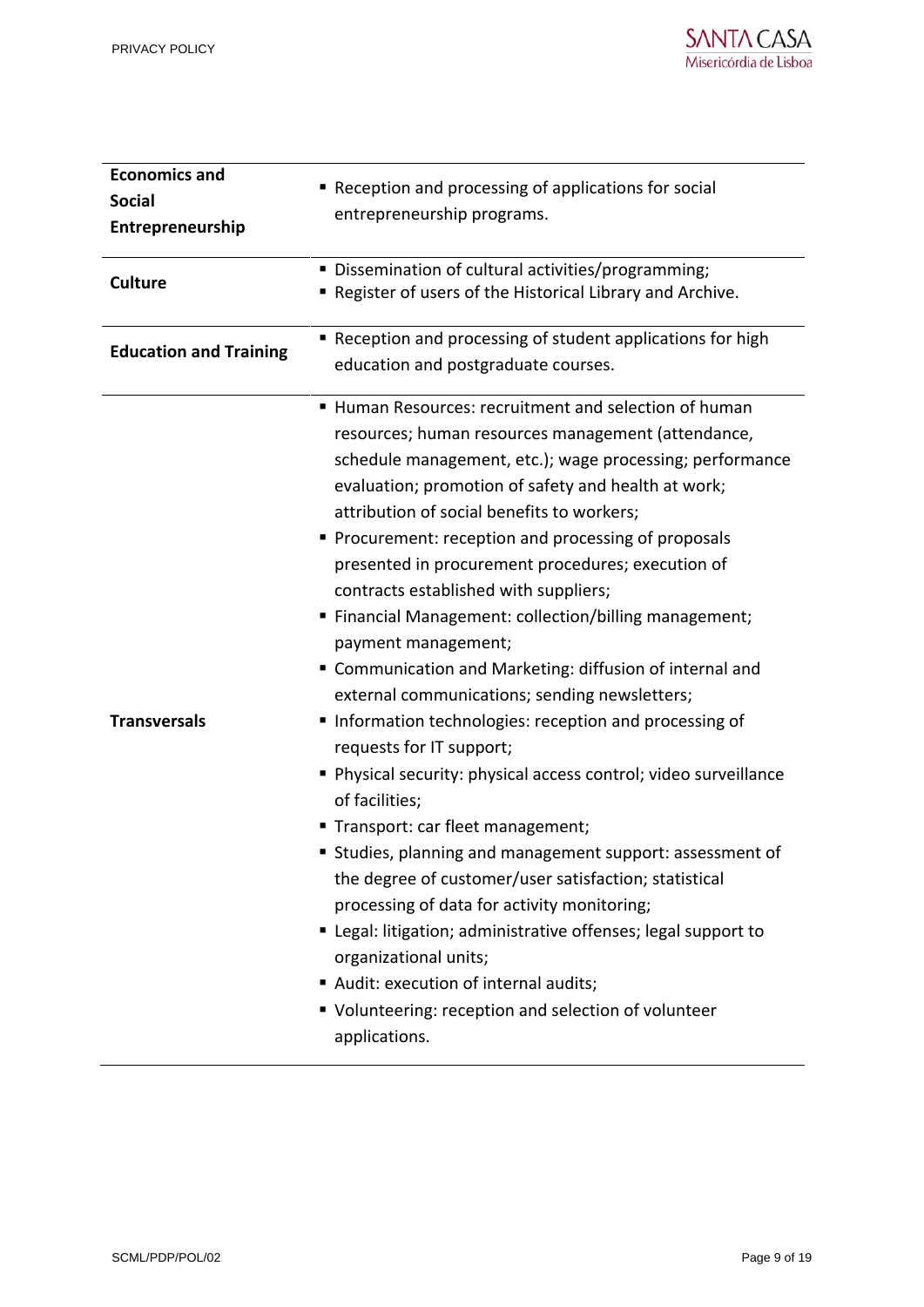| | |
|---|---|
| **Economics and Social Entrepreneurship** | ▪ Reception and processing of applications for social entrepreneurship programs. |
| **Culture** | ▪ Dissemination of cultural activities/programming;<br>▪ Register of users of the Historical Library and Archive. |
| **Education and Training** | ▪ Reception and processing of student applications for high education and postgraduate courses. |
| **Transversals** | ▪ Human Resources: recruitment and selection of human resources; human resources management (attendance, schedule management, etc.); wage processing; performance evaluation; promotion of safety and health at work; attribution of social benefits to workers;<br>▪ Procurement: reception and processing of proposals presented in procurement procedures; execution of contracts established with suppliers;<br>▪ Financial Management: collection/billing management; payment management;<br>▪ Communication and Marketing: diffusion of internal and external communications; sending newsletters;<br>▪ Information technologies: reception and processing of requests for IT support;<br>▪ Physical security: physical access control; video surveillance of facilities;<br>▪ Transport: car fleet management;<br>▪ Studies, planning and management support: assessment of the degree of customer/user satisfaction; statistical processing of data for activity monitoring;<br>▪ Legal: litigation; administrative offenses; legal support to organizational units;<br>▪ Audit: execution of internal audits;<br>▪ Volunteering: reception and selection of volunteer applications. |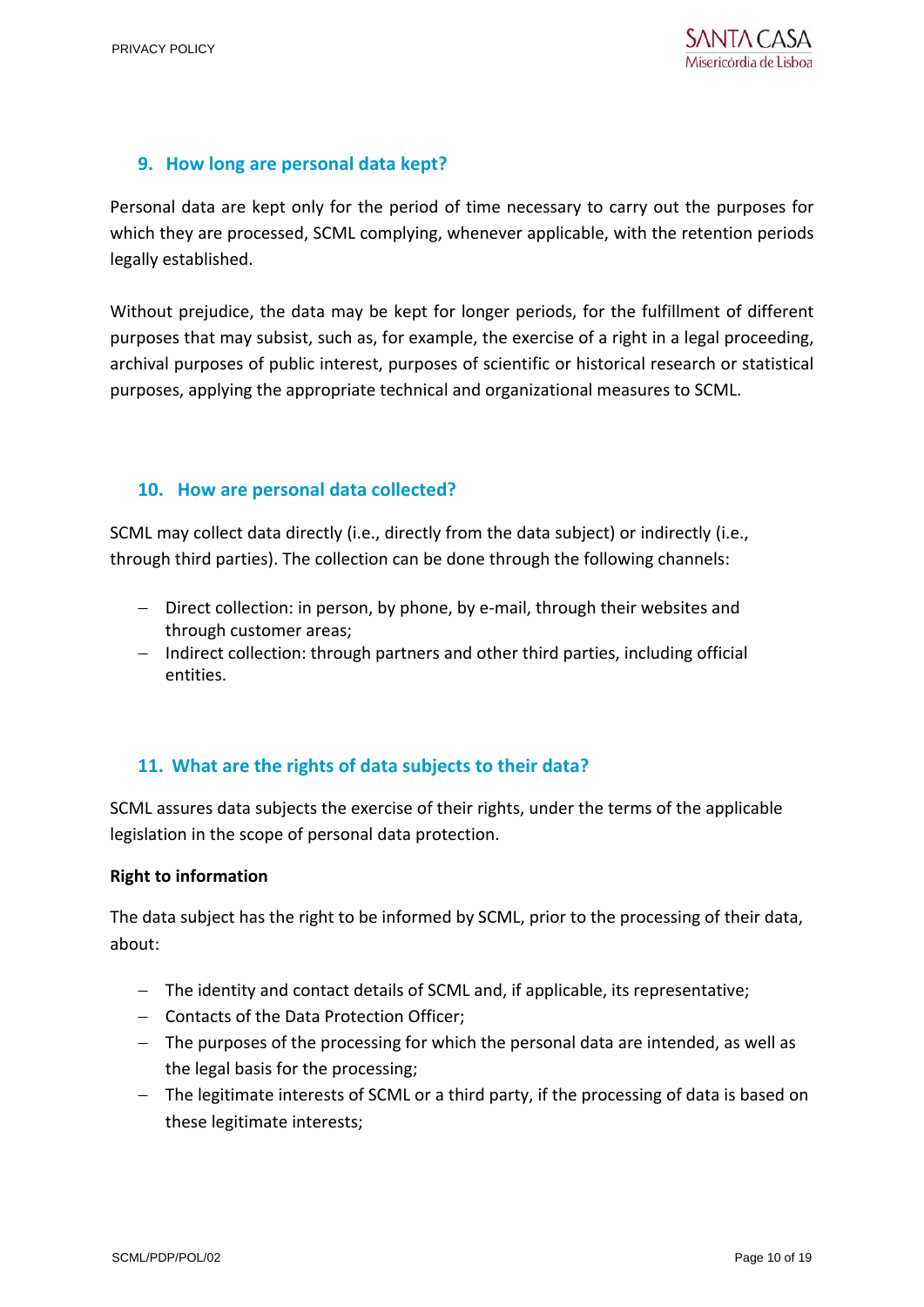## 9. How long are personal data kept?

Personal data are kept only for the period of time necessary to carry out the purposes for which they are processed, SCML complying, whenever applicable, with the retention periods legally established.

Without prejudice, the data may be kept for longer periods, for the fulfillment of different purposes that may subsist, such as, for example, the exercise of a right in a legal proceeding, archival purposes of public interest, purposes of scientific or historical research or statistical purposes, applying the appropriate technical and organizational measures to SCML.

## 10. How are personal data collected?

SCML may collect data directly (i.e., directly from the data subject) or indirectly (i.e., through third parties). The collection can be done through the following channels:

- Direct collection: in person, by phone, by e-mail, through their websites and through customer areas;
- Indirect collection: through partners and other third parties, including official entities.

## 11. What are the rights of data subjects to their data?

SCML assures data subjects the exercise of their rights, under the terms of the applicable legislation in the scope of personal data protection.

**Right to information**

The data subject has the right to be informed by SCML, prior to the processing of their data, about:

- The identity and contact details of SCML and, if applicable, its representative;
- Contacts of the Data Protection Officer;
- The purposes of the processing for which the personal data are intended, as well as the legal basis for the processing;
- The legitimate interests of SCML or a third party, if the processing of data is based on these legitimate interests;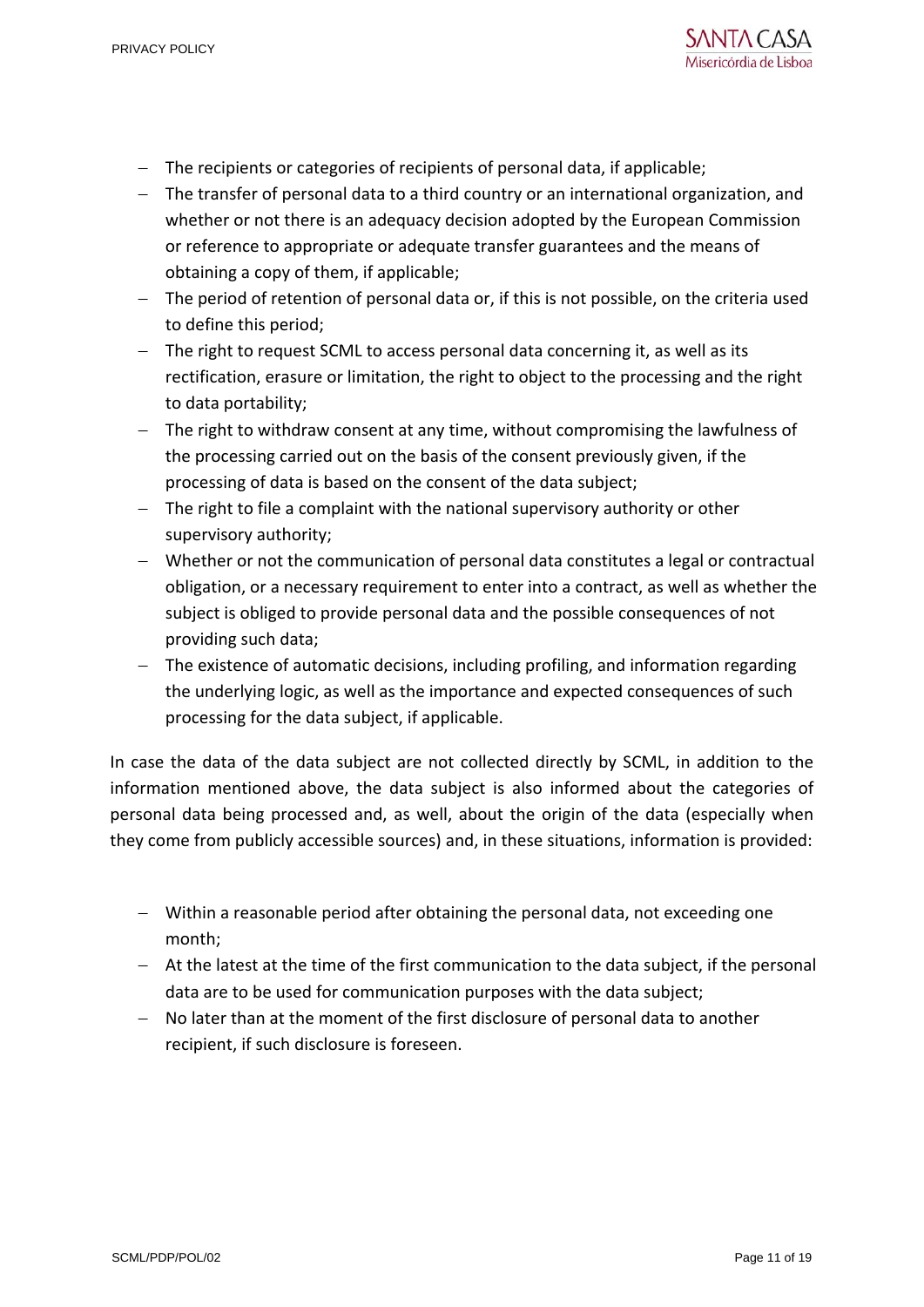- The recipients or categories of recipients of personal data, if applicable;
- The transfer of personal data to a third country or an international organization, and whether or not there is an adequacy decision adopted by the European Commission or reference to appropriate or adequate transfer guarantees and the means of obtaining a copy of them, if applicable;
- The period of retention of personal data or, if this is not possible, on the criteria used to define this period;
- The right to request SCML to access personal data concerning it, as well as its rectification, erasure or limitation, the right to object to the processing and the right to data portability;
- The right to withdraw consent at any time, without compromising the lawfulness of the processing carried out on the basis of the consent previously given, if the processing of data is based on the consent of the data subject;
- The right to file a complaint with the national supervisory authority or other supervisory authority;
- Whether or not the communication of personal data constitutes a legal or contractual obligation, or a necessary requirement to enter into a contract, as well as whether the subject is obliged to provide personal data and the possible consequences of not providing such data;
- The existence of automatic decisions, including profiling, and information regarding the underlying logic, as well as the importance and expected consequences of such processing for the data subject, if applicable.

In case the data of the data subject are not collected directly by SCML, in addition to the information mentioned above, the data subject is also informed about the categories of personal data being processed and, as well, about the origin of the data (especially when they come from publicly accessible sources) and, in these situations, information is provided:

- Within a reasonable period after obtaining the personal data, not exceeding one month;
- At the latest at the time of the first communication to the data subject, if the personal data are to be used for communication purposes with the data subject;
- No later than at the moment of the first disclosure of personal data to another recipient, if such disclosure is foreseen.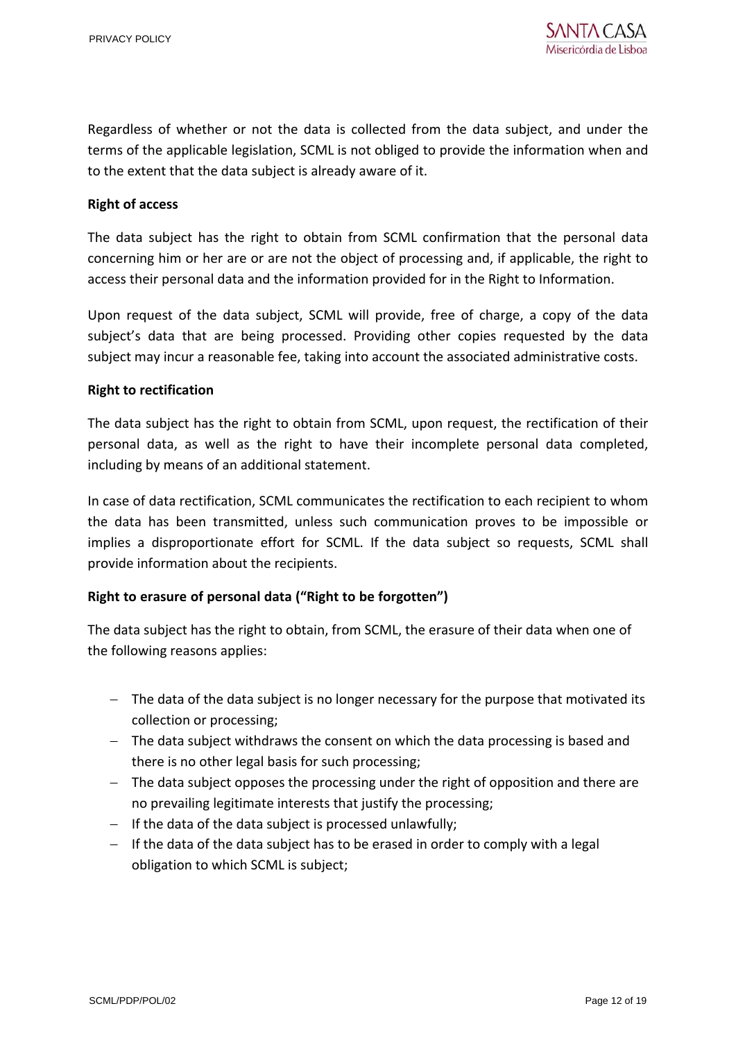Regardless of whether or not the data is collected from the data subject, and under the terms of the applicable legislation, SCML is not obliged to provide the information when and to the extent that the data subject is already aware of it.

**Right of access**

The data subject has the right to obtain from SCML confirmation that the personal data concerning him or her are or are not the object of processing and, if applicable, the right to access their personal data and the information provided for in the Right to Information.

Upon request of the data subject, SCML will provide, free of charge, a copy of the data subject's data that are being processed. Providing other copies requested by the data subject may incur a reasonable fee, taking into account the associated administrative costs.

**Right to rectification**

The data subject has the right to obtain from SCML, upon request, the rectification of their personal data, as well as the right to have their incomplete personal data completed, including by means of an additional statement.

In case of data rectification, SCML communicates the rectification to each recipient to whom the data has been transmitted, unless such communication proves to be impossible or implies a disproportionate effort for SCML. If the data subject so requests, SCML shall provide information about the recipients.

**Right to erasure of personal data ("Right to be forgotten")**

The data subject has the right to obtain, from SCML, the erasure of their data when one of the following reasons applies:

- The data of the data subject is no longer necessary for the purpose that motivated its collection or processing;
- The data subject withdraws the consent on which the data processing is based and there is no other legal basis for such processing;
- The data subject opposes the processing under the right of opposition and there are no prevailing legitimate interests that justify the processing;
- If the data of the data subject is processed unlawfully;
- If the data of the data subject has to be erased in order to comply with a legal obligation to which SCML is subject;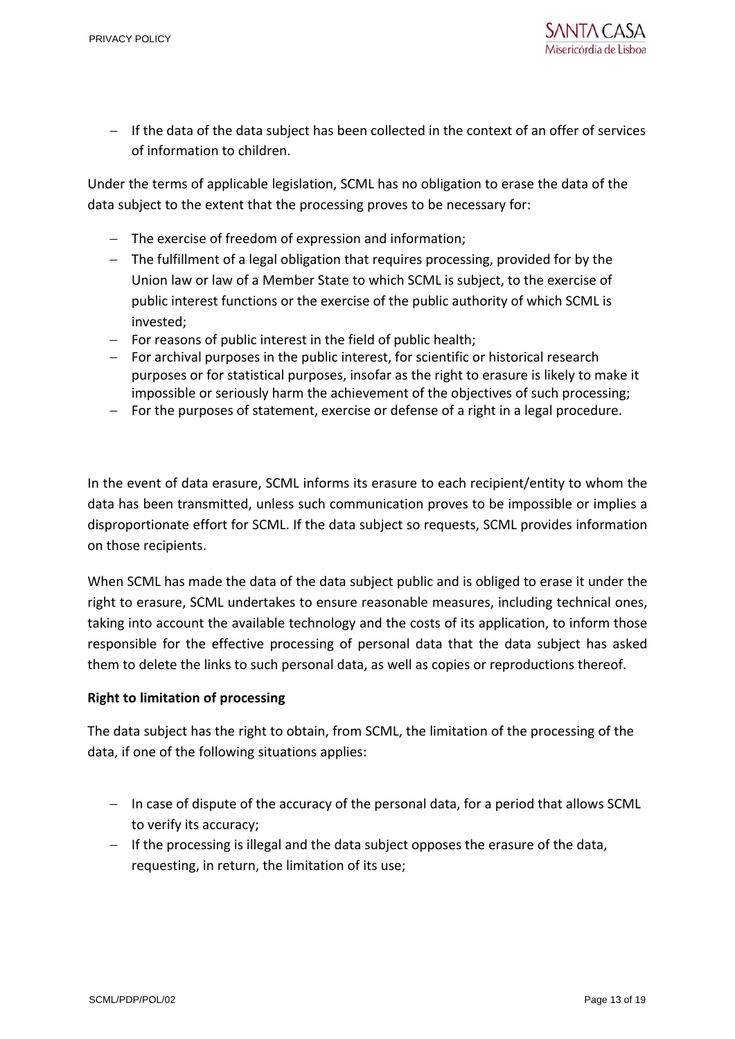- If the data of the data subject has been collected in the context of an offer of services of information to children.

Under the terms of applicable legislation, SCML has no obligation to erase the data of the data subject to the extent that the processing proves to be necessary for:

- The exercise of freedom of expression and information;
- The fulfillment of a legal obligation that requires processing, provided for by the Union law or law of a Member State to which SCML is subject, to the exercise of public interest functions or the exercise of the public authority of which SCML is invested;
- For reasons of public interest in the field of public health;
- For archival purposes in the public interest, for scientific or historical research purposes or for statistical purposes, insofar as the right to erasure is likely to make it impossible or seriously harm the achievement of the objectives of such processing;
- For the purposes of statement, exercise or defense of a right in a legal procedure.

In the event of data erasure, SCML informs its erasure to each recipient/entity to whom the data has been transmitted, unless such communication proves to be impossible or implies a disproportionate effort for SCML. If the data subject so requests, SCML provides information on those recipients.

When SCML has made the data of the data subject public and is obliged to erase it under the right to erasure, SCML undertakes to ensure reasonable measures, including technical ones, taking into account the available technology and the costs of its application, to inform those responsible for the effective processing of personal data that the data subject has asked them to delete the links to such personal data, as well as copies or reproductions thereof.

**Right to limitation of processing**

The data subject has the right to obtain, from SCML, the limitation of the processing of the data, if one of the following situations applies:

- In case of dispute of the accuracy of the personal data, for a period that allows SCML to verify its accuracy;
- If the processing is illegal and the data subject opposes the erasure of the data, requesting, in return, the limitation of its use;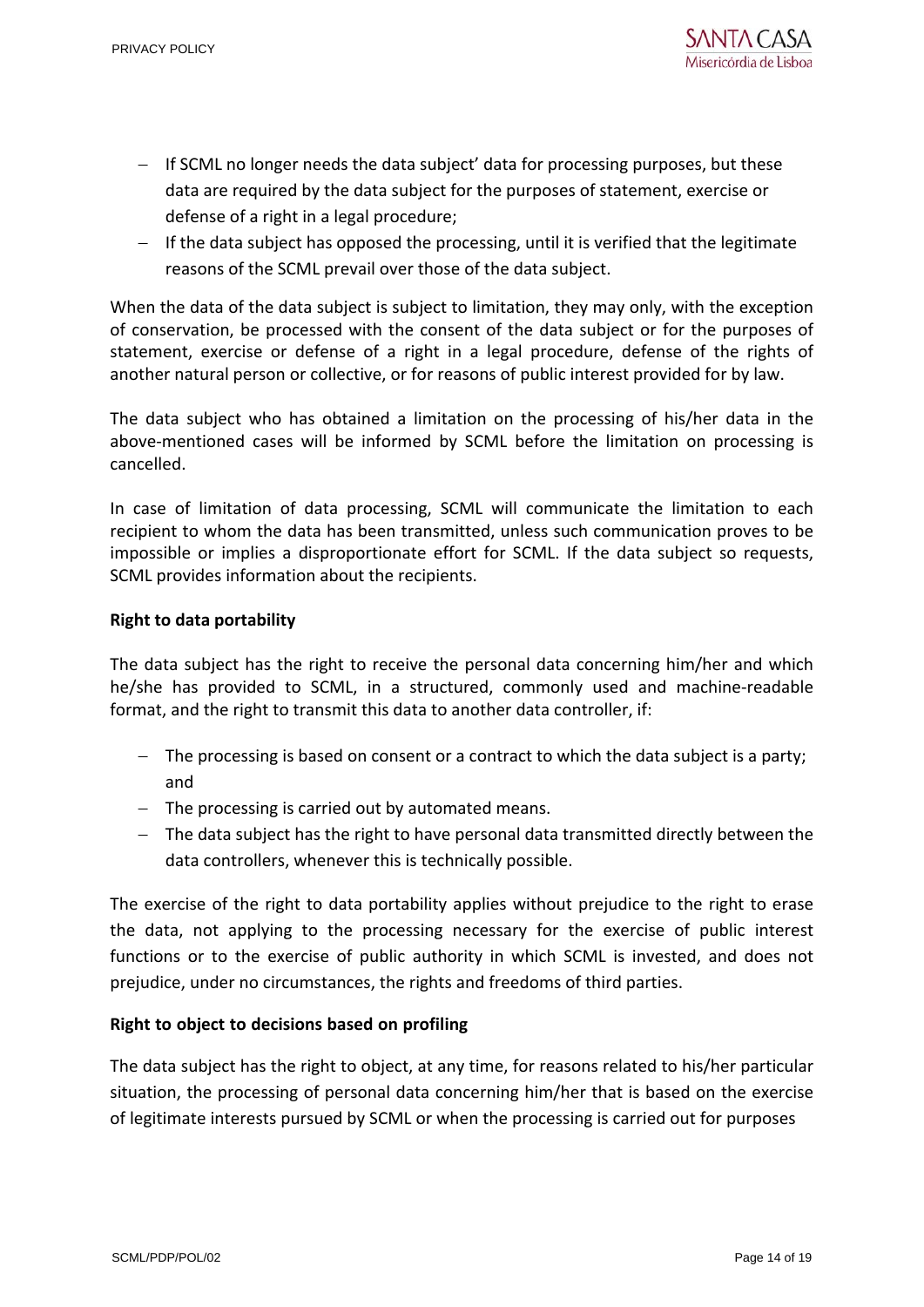- If SCML no longer needs the data subject' data for processing purposes, but these data are required by the data subject for the purposes of statement, exercise or defense of a right in a legal procedure;
- If the data subject has opposed the processing, until it is verified that the legitimate reasons of the SCML prevail over those of the data subject.

When the data of the data subject is subject to limitation, they may only, with the exception of conservation, be processed with the consent of the data subject or for the purposes of statement, exercise or defense of a right in a legal procedure, defense of the rights of another natural person or collective, or for reasons of public interest provided for by law.

The data subject who has obtained a limitation on the processing of his/her data in the above-mentioned cases will be informed by SCML before the limitation on processing is cancelled.

In case of limitation of data processing, SCML will communicate the limitation to each recipient to whom the data has been transmitted, unless such communication proves to be impossible or implies a disproportionate effort for SCML. If the data subject so requests, SCML provides information about the recipients.

**Right to data portability**

The data subject has the right to receive the personal data concerning him/her and which he/she has provided to SCML, in a structured, commonly used and machine-readable format, and the right to transmit this data to another data controller, if:

- The processing is based on consent or a contract to which the data subject is a party; and
- The processing is carried out by automated means.
- The data subject has the right to have personal data transmitted directly between the data controllers, whenever this is technically possible.

The exercise of the right to data portability applies without prejudice to the right to erase the data, not applying to the processing necessary for the exercise of public interest functions or to the exercise of public authority in which SCML is invested, and does not prejudice, under no circumstances, the rights and freedoms of third parties.

**Right to object to decisions based on profiling**

The data subject has the right to object, at any time, for reasons related to his/her particular situation, the processing of personal data concerning him/her that is based on the exercise of legitimate interests pursued by SCML or when the processing is carried out for purposes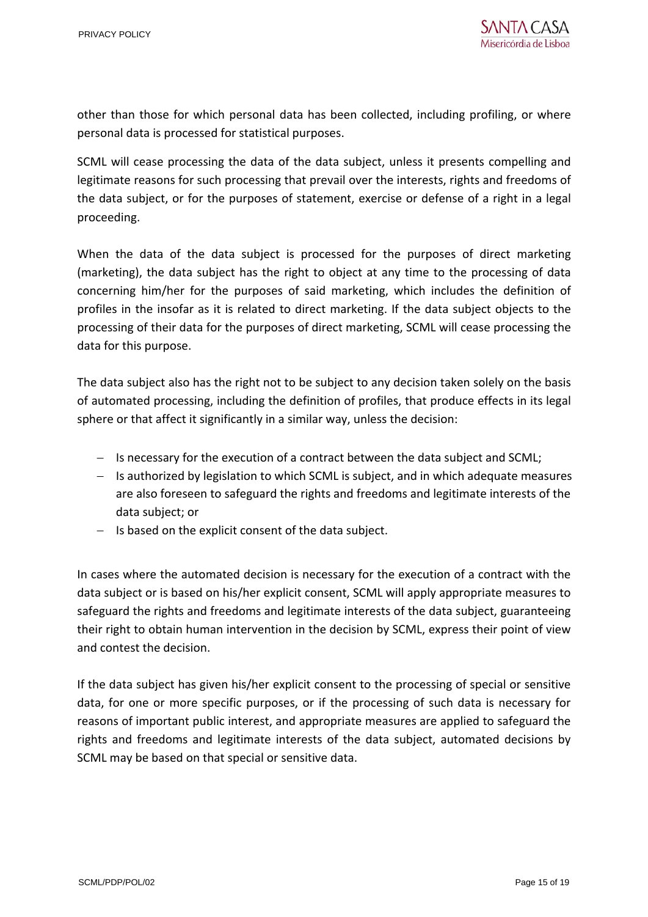other than those for which personal data has been collected, including profiling, or where personal data is processed for statistical purposes.

SCML will cease processing the data of the data subject, unless it presents compelling and legitimate reasons for such processing that prevail over the interests, rights and freedoms of the data subject, or for the purposes of statement, exercise or defense of a right in a legal proceeding.

When the data of the data subject is processed for the purposes of direct marketing (marketing), the data subject has the right to object at any time to the processing of data concerning him/her for the purposes of said marketing, which includes the definition of profiles in the insofar as it is related to direct marketing. If the data subject objects to the processing of their data for the purposes of direct marketing, SCML will cease processing the data for this purpose.

The data subject also has the right not to be subject to any decision taken solely on the basis of automated processing, including the definition of profiles, that produce effects in its legal sphere or that affect it significantly in a similar way, unless the decision:

- Is necessary for the execution of a contract between the data subject and SCML;
- Is authorized by legislation to which SCML is subject, and in which adequate measures are also foreseen to safeguard the rights and freedoms and legitimate interests of the data subject; or
- Is based on the explicit consent of the data subject.

In cases where the automated decision is necessary for the execution of a contract with the data subject or is based on his/her explicit consent, SCML will apply appropriate measures to safeguard the rights and freedoms and legitimate interests of the data subject, guaranteeing their right to obtain human intervention in the decision by SCML, express their point of view and contest the decision.

If the data subject has given his/her explicit consent to the processing of special or sensitive data, for one or more specific purposes, or if the processing of such data is necessary for reasons of important public interest, and appropriate measures are applied to safeguard the rights and freedoms and legitimate interests of the data subject, automated decisions by SCML may be based on that special or sensitive data.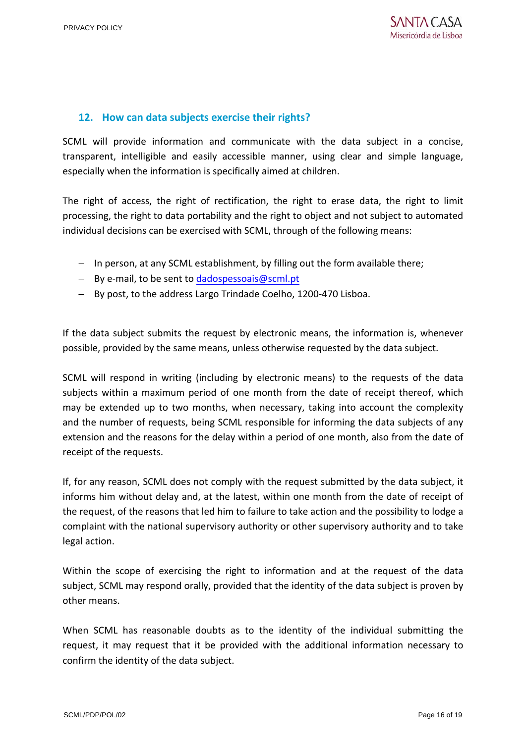## 12. How can data subjects exercise their rights?

SCML will provide information and communicate with the data subject in a concise, transparent, intelligible and easily accessible manner, using clear and simple language, especially when the information is specifically aimed at children.

The right of access, the right of rectification, the right to erase data, the right to limit processing, the right to data portability and the right to object and not subject to automated individual decisions can be exercised with SCML, through of the following means:

- In person, at any SCML establishment, by filling out the form available there;
- By e-mail, to be sent to dadospessoais@scml.pt
- By post, to the address Largo Trindade Coelho, 1200-470 Lisboa.

If the data subject submits the request by electronic means, the information is, whenever possible, provided by the same means, unless otherwise requested by the data subject.

SCML will respond in writing (including by electronic means) to the requests of the data subjects within a maximum period of one month from the date of receipt thereof, which may be extended up to two months, when necessary, taking into account the complexity and the number of requests, being SCML responsible for informing the data subjects of any extension and the reasons for the delay within a period of one month, also from the date of receipt of the requests.

If, for any reason, SCML does not comply with the request submitted by the data subject, it informs him without delay and, at the latest, within one month from the date of receipt of the request, of the reasons that led him to failure to take action and the possibility to lodge a complaint with the national supervisory authority or other supervisory authority and to take legal action.

Within the scope of exercising the right to information and at the request of the data subject, SCML may respond orally, provided that the identity of the data subject is proven by other means.

When SCML has reasonable doubts as to the identity of the individual submitting the request, it may request that it be provided with the additional information necessary to confirm the identity of the data subject.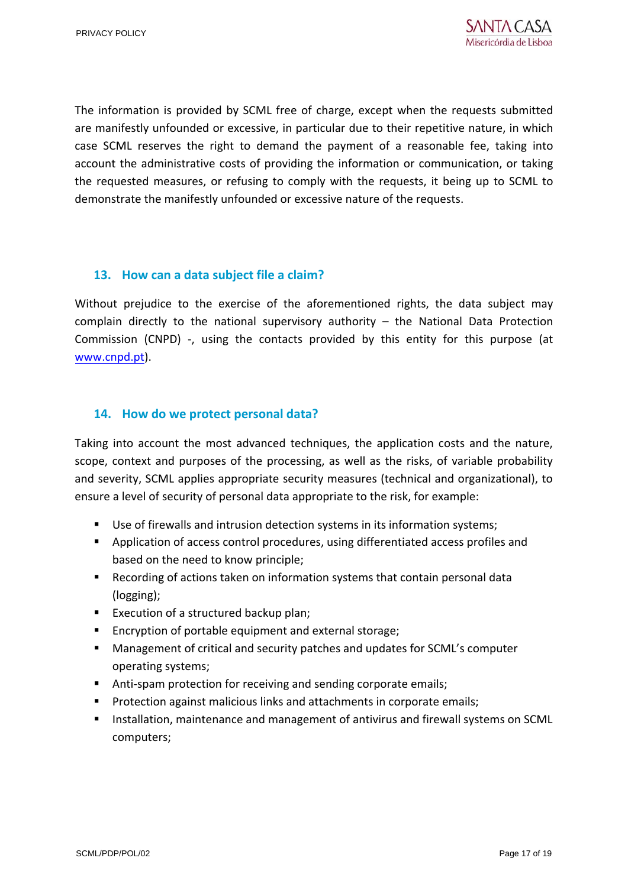The information is provided by SCML free of charge, except when the requests submitted are manifestly unfounded or excessive, in particular due to their repetitive nature, in which case SCML reserves the right to demand the payment of a reasonable fee, taking into account the administrative costs of providing the information or communication, or taking the requested measures, or refusing to comply with the requests, it being up to SCML to demonstrate the manifestly unfounded or excessive nature of the requests.

## 13. How can a data subject file a claim?

Without prejudice to the exercise of the aforementioned rights, the data subject may complain directly to the national supervisory authority – the National Data Protection Commission (CNPD) -, using the contacts provided by this entity for this purpose (at [www.cnpd.pt](http://www.cnpd.pt)).

## 14. How do we protect personal data?

Taking into account the most advanced techniques, the application costs and the nature, scope, context and purposes of the processing, as well as the risks, of variable probability and severity, SCML applies appropriate security measures (technical and organizational), to ensure a level of security of personal data appropriate to the risk, for example:

- Use of firewalls and intrusion detection systems in its information systems;
- Application of access control procedures, using differentiated access profiles and based on the need to know principle;
- Recording of actions taken on information systems that contain personal data (logging);
- Execution of a structured backup plan;
- Encryption of portable equipment and external storage;
- Management of critical and security patches and updates for SCML's computer operating systems;
- Anti-spam protection for receiving and sending corporate emails;
- Protection against malicious links and attachments in corporate emails;
- Installation, maintenance and management of antivirus and firewall systems on SCML computers;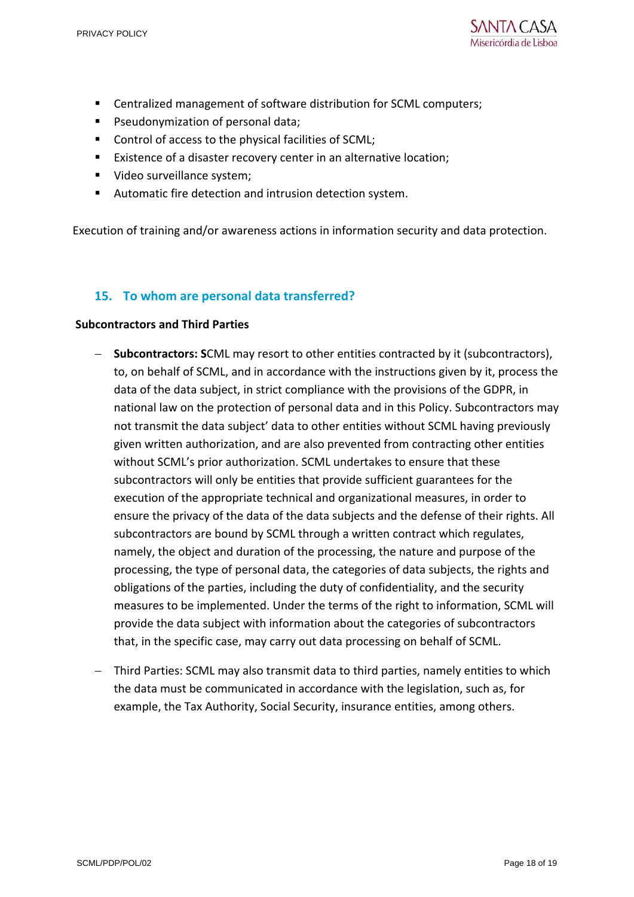- Centralized management of software distribution for SCML computers;
- Pseudonymization of personal data;
- Control of access to the physical facilities of SCML;
- Existence of a disaster recovery center in an alternative location;
- Video surveillance system;
- Automatic fire detection and intrusion detection system.

Execution of training and/or awareness actions in information security and data protection.

## 15. To whom are personal data transferred?

**Subcontractors and Third Parties**

- **Subcontractors: S**CML may resort to other entities contracted by it (subcontractors), to, on behalf of SCML, and in accordance with the instructions given by it, process the data of the data subject, in strict compliance with the provisions of the GDPR, in national law on the protection of personal data and in this Policy. Subcontractors may not transmit the data subject' data to other entities without SCML having previously given written authorization, and are also prevented from contracting other entities without SCML's prior authorization. SCML undertakes to ensure that these subcontractors will only be entities that provide sufficient guarantees for the execution of the appropriate technical and organizational measures, in order to ensure the privacy of the data of the data subjects and the defense of their rights. All subcontractors are bound by SCML through a written contract which regulates, namely, the object and duration of the processing, the nature and purpose of the processing, the type of personal data, the categories of data subjects, the rights and obligations of the parties, including the duty of confidentiality, and the security measures to be implemented. Under the terms of the right to information, SCML will provide the data subject with information about the categories of subcontractors that, in the specific case, may carry out data processing on behalf of SCML.
- Third Parties: SCML may also transmit data to third parties, namely entities to which the data must be communicated in accordance with the legislation, such as, for example, the Tax Authority, Social Security, insurance entities, among others.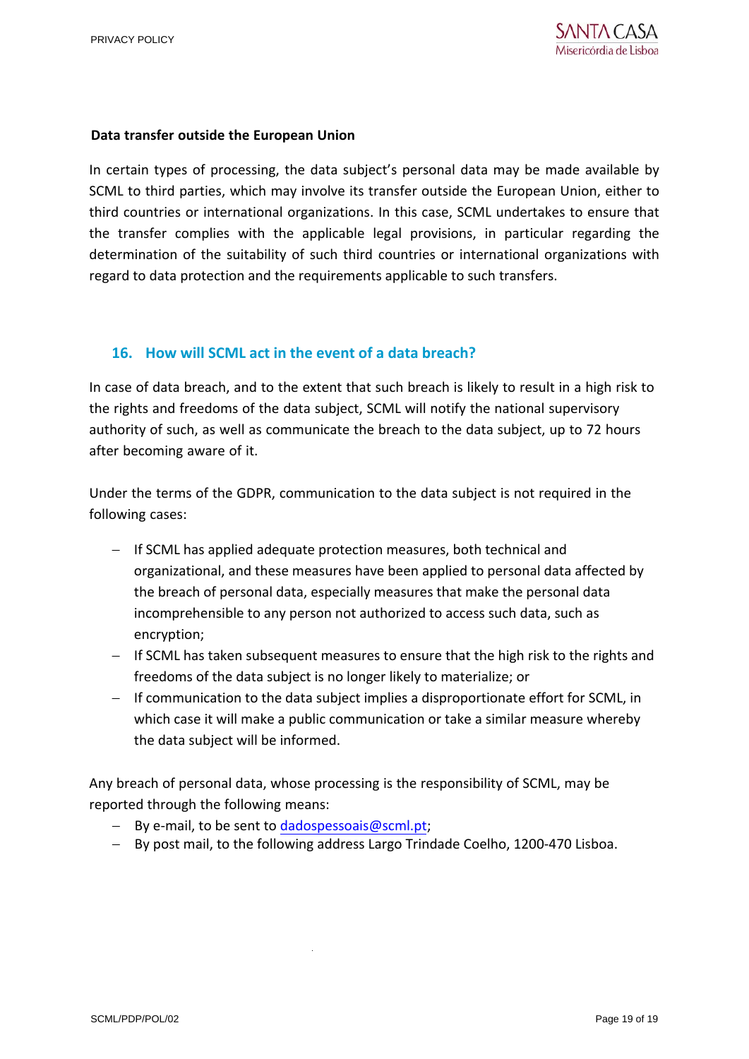**Data transfer outside the European Union**

In certain types of processing, the data subject's personal data may be made available by SCML to third parties, which may involve its transfer outside the European Union, either to third countries or international organizations. In this case, SCML undertakes to ensure that the transfer complies with the applicable legal provisions, in particular regarding the determination of the suitability of such third countries or international organizations with regard to data protection and the requirements applicable to such transfers.

## 16. How will SCML act in the event of a data breach?

In case of data breach, and to the extent that such breach is likely to result in a high risk to the rights and freedoms of the data subject, SCML will notify the national supervisory authority of such, as well as communicate the breach to the data subject, up to 72 hours after becoming aware of it.

Under the terms of the GDPR, communication to the data subject is not required in the following cases:

- If SCML has applied adequate protection measures, both technical and organizational, and these measures have been applied to personal data affected by the breach of personal data, especially measures that make the personal data incomprehensible to any person not authorized to access such data, such as encryption;
- If SCML has taken subsequent measures to ensure that the high risk to the rights and freedoms of the data subject is no longer likely to materialize; or
- If communication to the data subject implies a disproportionate effort for SCML, in which case it will make a public communication or take a similar measure whereby the data subject will be informed.

Any breach of personal data, whose processing is the responsibility of SCML, may be reported through the following means:

- By e-mail, to be sent to dadospessoais@scml.pt;
- By post mail, to the following address Largo Trindade Coelho, 1200-470 Lisboa.